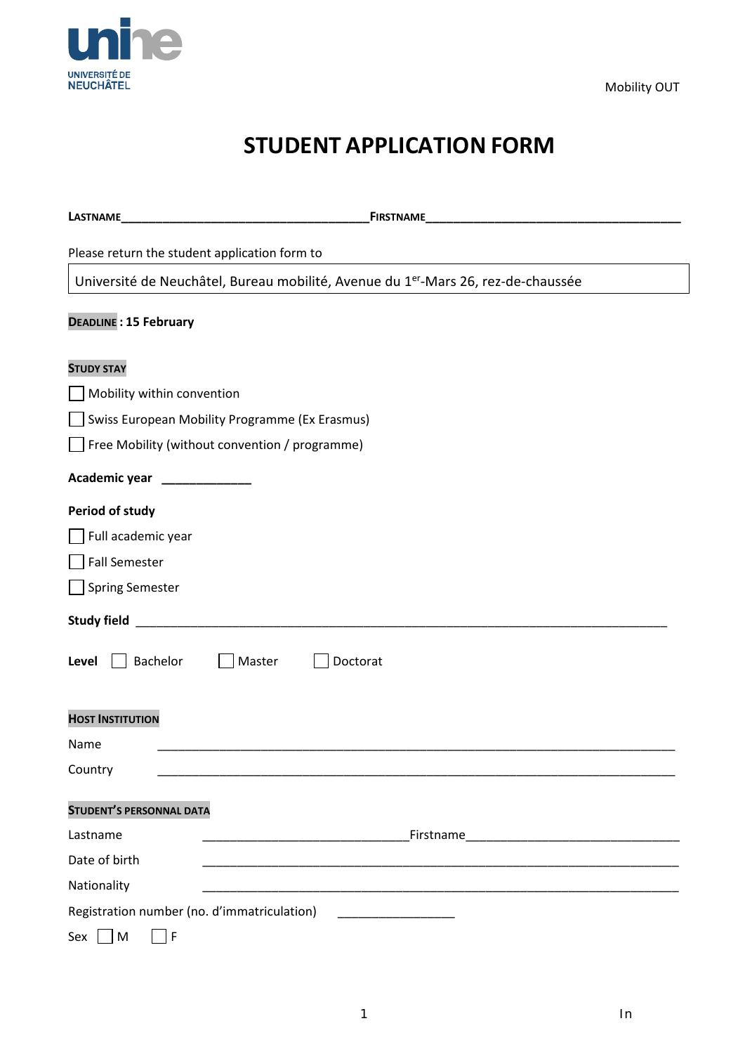Université de Neuchâtel

Mobility OUT

# STUDENT APPLICATION FORM

**LASTNAME**______________________________________**FIRSTNAME**______________________________________

Please return the student application form to

Université de Neuchâtel, Bureau mobilité, Avenue du 1er-Mars 26, rez-de-chaussée

**DEADLINE : 15 February**

## STUDY STAY

☐ Mobility within convention

☐ Swiss European Mobility Programme (Ex Erasmus)

☐ Free Mobility (without convention / programme)

**Academic year** _____________

**Period of study**

☐ Full academic year

☐ Fall Semester

☐ Spring Semester

**Study field** ________________________________________________________________________________

**Level** ☐ Bachelor ☐ Master ☐ Doctorat

## HOST INSTITUTION

Name ______________________________________________________________________________

Country ______________________________________________________________________________

## STUDENT'S PERSONNAL DATA

Lastname ______________________________Firstname_______________________________

Date of birth ______________________________________________________________________

Nationality ______________________________________________________________________

Registration number (no. d'immatriculation) _________________

Sex ☐ M ☐ F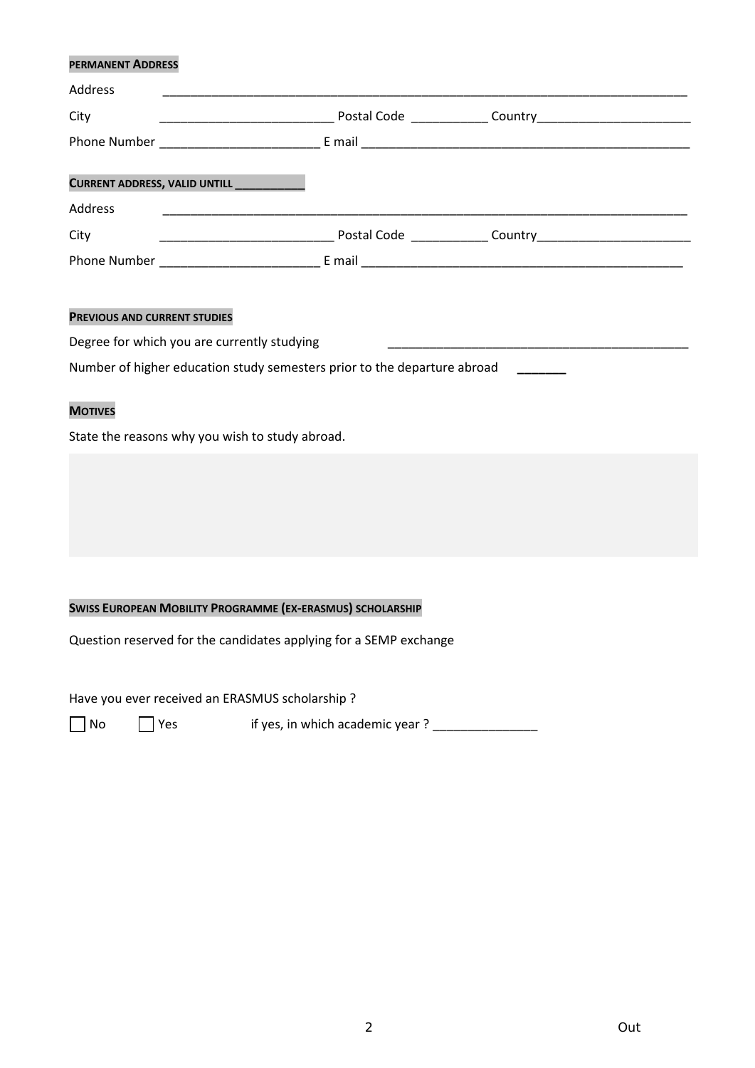**PERMANENT ADDRESS**

Address ____________________________________________________________________________

City ________________________ Postal Code ___________ Country______________________

Phone Number ______________________ E mail _______________________________________________

**CURRENT ADDRESS, VALID UNTILL ___________**

Address ____________________________________________________________________________

City ________________________ Postal Code ___________ Country______________________

Phone Number ______________________ E mail _______________________________________________

**PREVIOUS AND CURRENT STUDIES**

Degree for which you are currently studying ___________________________________________

Number of higher education study semesters prior to the departure abroad _______

**MOTIVES**

State the reasons why you wish to study abroad.

**SWISS EUROPEAN MOBILITY PROGRAMME (EX-ERASMUS) SCHOLARSHIP**

Question reserved for the candidates applying for a SEMP exchange

Have you ever received an ERASMUS scholarship ?

☐ No ☐ Yes if yes, in which academic year ? _______________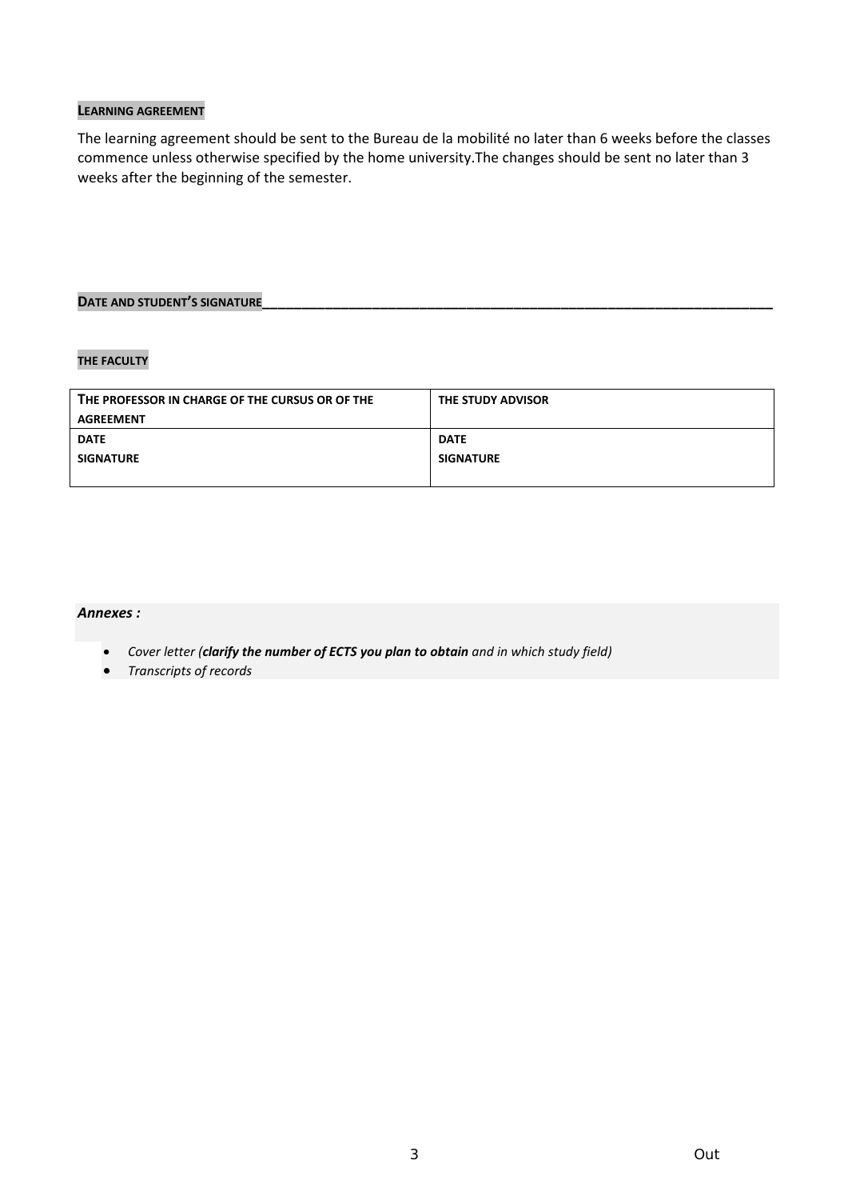**LEARNING AGREEMENT**

The learning agreement should be sent to the Bureau de la mobilité no later than 6 weeks before the classes commence unless otherwise specified by the home university.The changes should be sent no later than 3 weeks after the beginning of the semester.

**DATE AND STUDENT'S SIGNATURE**___________________________________________________________________

**THE FACULTY**

| THE PROFESSOR IN CHARGE OF THE CURSUS OR OF THE AGREEMENT | THE STUDY ADVISOR |
|---|---|
| DATE<br>SIGNATURE | DATE<br>SIGNATURE |

***Annexes :***

- *Cover letter (**clarify the number of ECTS you plan to obtain** and in which study field)*
- *Transcripts of records*